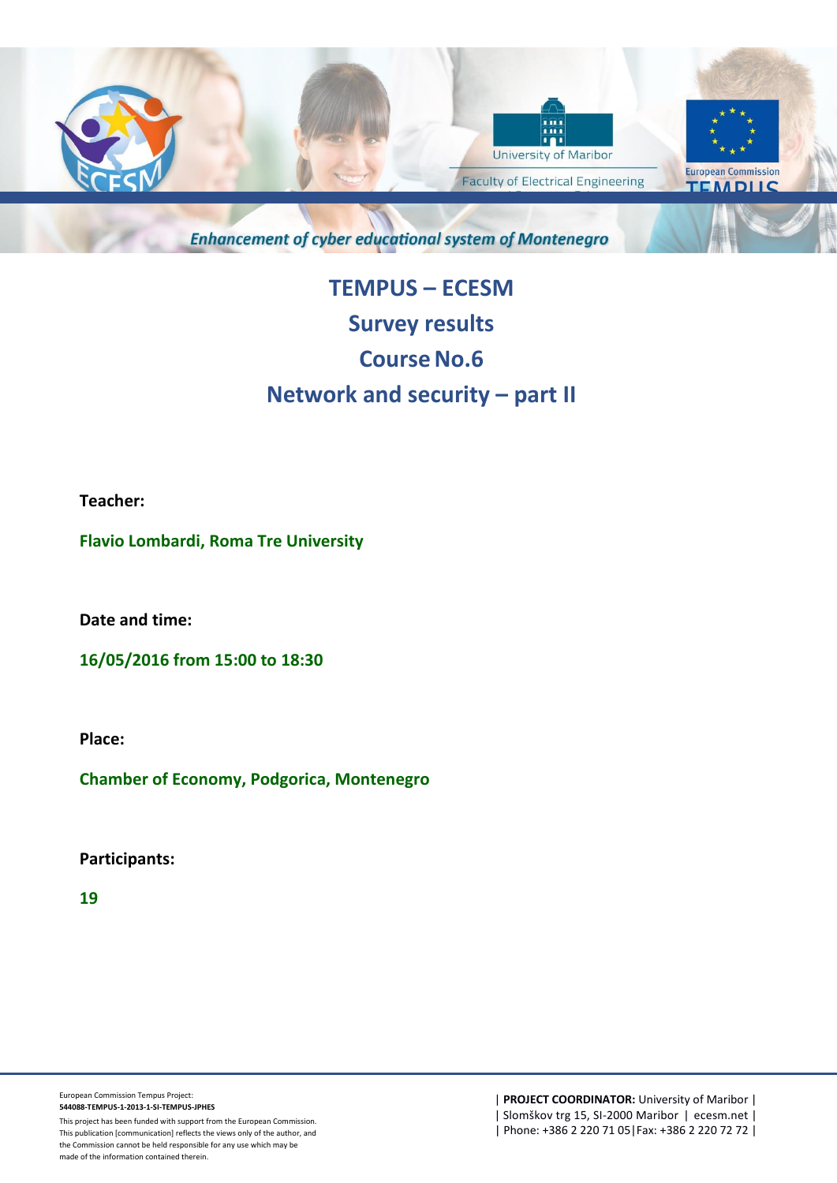*Enhancement of cyber educational system of Montenegro*

# TEMPUS – ECESM

# Survey results

# Course No.6

# Network and security – part II

**Teacher:**

**Flavio Lombardi, Roma Tre University**

**Date and time:**

**16/05/2016 from 15:00 to 18:30**

**Place:**

**Chamber of Economy, Podgorica, Montenegro**

**Participants:**

**19**

European Commission Tempus Project:
**544088-TEMPUS-1-2013-1-SI-TEMPUS-JPHES**

This project has been funded with support from the European Commission. This publication [communication] reflects the views only of the author, and the Commission cannot be held responsible for any use which may be made of the information contained therein.

| **PROJECT COORDINATOR:** University of Maribor |
| Slomškov trg 15, SI-2000 Maribor | ecesm.net |
| Phone: +386 2 220 71 05|Fax: +386 2 220 72 72 |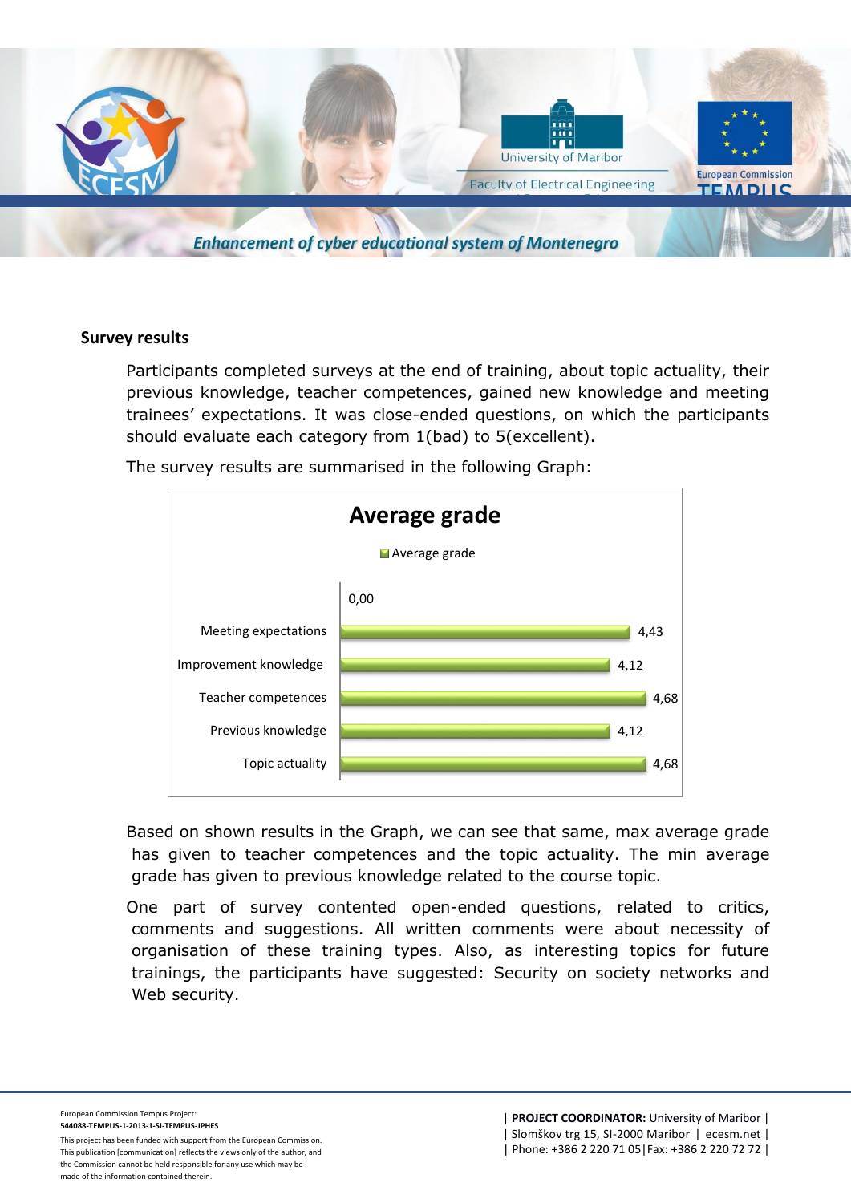## Survey results

Participants completed surveys at the end of training, about topic actuality, their previous knowledge, teacher competences, gained new knowledge and meeting trainees' expectations. It was close-ended questions, on which the participants should evaluate each category from 1(bad) to 5(excellent).

The survey results are summarised in the following Graph:

Average grade

Average grade

0,00

Meeting expectations 4,43

Improvement knowledge 4,12

Teacher competences 4,68

Previous knowledge 4,12

Topic actuality 4,68

Based on shown results in the Graph, we can see that same, max average grade has given to teacher competences and the topic actuality. The min average grade has given to previous knowledge related to the course topic.

One part of survey contented open-ended questions, related to critics, comments and suggestions. All written comments were about necessity of organisation of these training types. Also, as interesting topics for future trainings, the participants have suggested: Security on society networks and Web security.